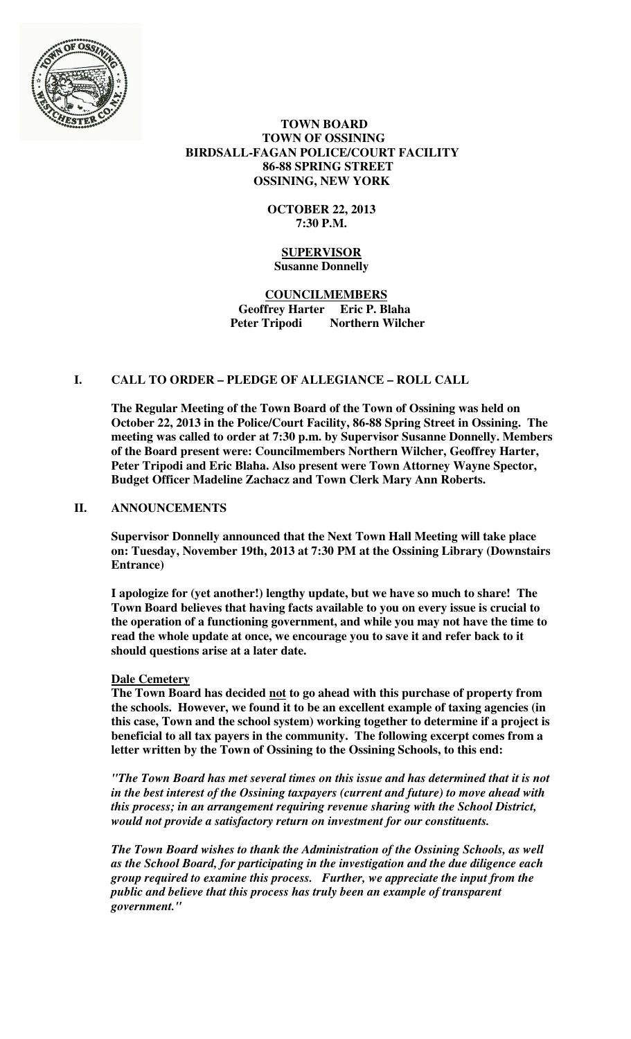**TOWN BOARD**
**TOWN OF OSSINING**
**BIRDSALL-FAGAN POLICE/COURT FACILITY**
**86-88 SPRING STREET**
**OSSINING, NEW YORK**

**OCTOBER 22, 2013**
**7:30 P.M.**

**SUPERVISOR**
**Susanne Donnelly**

**COUNCILMEMBERS**
**Geoffrey Harter Eric P. Blaha**
**Peter Tripodi Northern Wilcher**

## I. CALL TO ORDER – PLEDGE OF ALLEGIANCE – ROLL CALL

**The Regular Meeting of the Town Board of the Town of Ossining was held on October 22, 2013 in the Police/Court Facility, 86-88 Spring Street in Ossining. The meeting was called to order at 7:30 p.m. by Supervisor Susanne Donnelly. Members of the Board present were: Councilmembers Northern Wilcher, Geoffrey Harter, Peter Tripodi and Eric Blaha. Also present were Town Attorney Wayne Spector, Budget Officer Madeline Zachacz and Town Clerk Mary Ann Roberts.**

## II. ANNOUNCEMENTS

**Supervisor Donnelly announced that the Next Town Hall Meeting will take place on: Tuesday, November 19th, 2013 at 7:30 PM at the Ossining Library (Downstairs Entrance)**

**I apologize for (yet another!) lengthy update, but we have so much to share! The Town Board believes that having facts available to you on every issue is crucial to the operation of a functioning government, and while you may not have the time to read the whole update at once, we encourage you to save it and refer back to it should questions arise at a later date.**

**Dale Cemetery**

**The Town Board has decided not to go ahead with this purchase of property from the schools. However, we found it to be an excellent example of taxing agencies (in this case, Town and the school system) working together to determine if a project is beneficial to all tax payers in the community. The following excerpt comes from a letter written by the Town of Ossining to the Ossining Schools, to this end:**

***"The Town Board has met several times on this issue and has determined that it is not in the best interest of the Ossining taxpayers (current and future) to move ahead with this process; in an arrangement requiring revenue sharing with the School District, would not provide a satisfactory return on investment for our constituents.***

***The Town Board wishes to thank the Administration of the Ossining Schools, as well as the School Board, for participating in the investigation and the due diligence each group required to examine this process. Further, we appreciate the input from the public and believe that this process has truly been an example of transparent government."***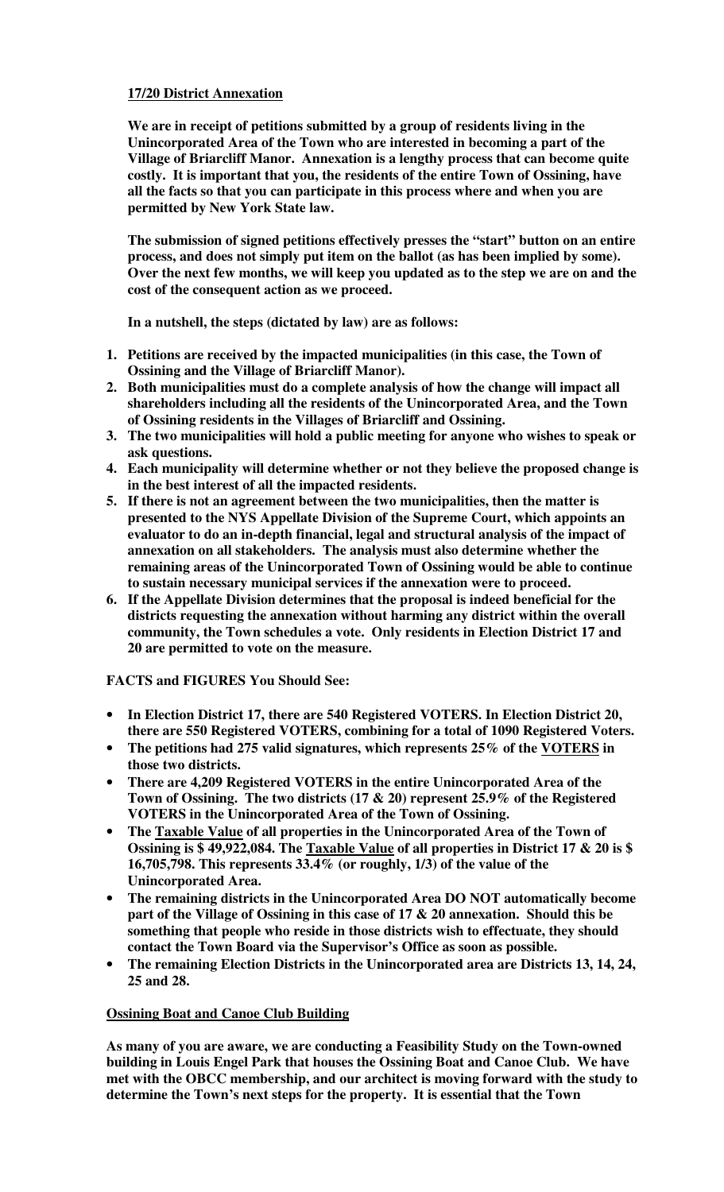**17/20 District Annexation**

**We are in receipt of petitions submitted by a group of residents living in the Unincorporated Area of the Town who are interested in becoming a part of the Village of Briarcliff Manor. Annexation is a lengthy process that can become quite costly. It is important that you, the residents of the entire Town of Ossining, have all the facts so that you can participate in this process where and when you are permitted by New York State law.**

**The submission of signed petitions effectively presses the "start" button on an entire process, and does not simply put item on the ballot (as has been implied by some). Over the next few months, we will keep you updated as to the step we are on and the cost of the consequent action as we proceed.**

**In a nutshell, the steps (dictated by law) are as follows:**

1. **Petitions are received by the impacted municipalities (in this case, the Town of Ossining and the Village of Briarcliff Manor).**
2. **Both municipalities must do a complete analysis of how the change will impact all shareholders including all the residents of the Unincorporated Area, and the Town of Ossining residents in the Villages of Briarcliff and Ossining.**
3. **The two municipalities will hold a public meeting for anyone who wishes to speak or ask questions.**
4. **Each municipality will determine whether or not they believe the proposed change is in the best interest of all the impacted residents.**
5. **If there is not an agreement between the two municipalities, then the matter is presented to the NYS Appellate Division of the Supreme Court, which appoints an evaluator to do an in-depth financial, legal and structural analysis of the impact of annexation on all stakeholders. The analysis must also determine whether the remaining areas of the Unincorporated Town of Ossining would be able to continue to sustain necessary municipal services if the annexation were to proceed.**
6. **If the Appellate Division determines that the proposal is indeed beneficial for the districts requesting the annexation without harming any district within the overall community, the Town schedules a vote. Only residents in Election District 17 and 20 are permitted to vote on the measure.**

**FACTS and FIGURES You Should See:**

- **In Election District 17, there are 540 Registered VOTERS. In Election District 20, there are 550 Registered VOTERS, combining for a total of 1090 Registered Voters.**
- **The petitions had 275 valid signatures, which represents 25% of the VOTERS in those two districts.**
- **There are 4,209 Registered VOTERS in the entire Unincorporated Area of the Town of Ossining. The two districts (17 & 20) represent 25.9% of the Registered VOTERS in the Unincorporated Area of the Town of Ossining.**
- **The Taxable Value of all properties in the Unincorporated Area of the Town of Ossining is $ 49,922,084. The Taxable Value of all properties in District 17 & 20 is $ 16,705,798. This represents 33.4% (or roughly, 1/3) of the value of the Unincorporated Area.**
- **The remaining districts in the Unincorporated Area DO NOT automatically become part of the Village of Ossining in this case of 17 & 20 annexation. Should this be something that people who reside in those districts wish to effectuate, they should contact the Town Board via the Supervisor's Office as soon as possible.**
- **The remaining Election Districts in the Unincorporated area are Districts 13, 14, 24, 25 and 28.**

**Ossining Boat and Canoe Club Building**

**As many of you are aware, we are conducting a Feasibility Study on the Town-owned building in Louis Engel Park that houses the Ossining Boat and Canoe Club. We have met with the OBCC membership, and our architect is moving forward with the study to determine the Town's next steps for the property. It is essential that the Town**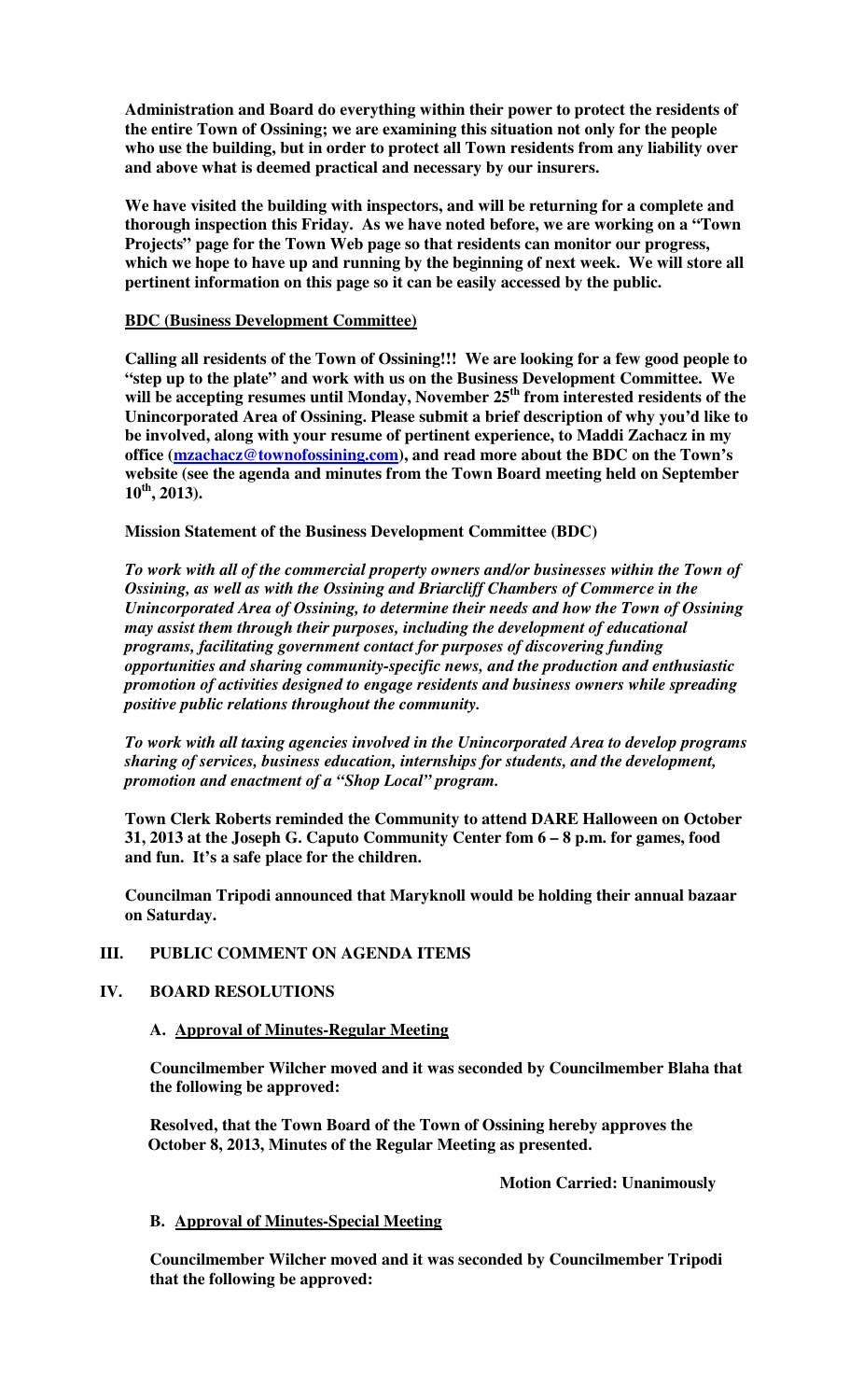**Administration and Board do everything within their power to protect the residents of the entire Town of Ossining; we are examining this situation not only for the people who use the building, but in order to protect all Town residents from any liability over and above what is deemed practical and necessary by our insurers.**

**We have visited the building with inspectors, and will be returning for a complete and thorough inspection this Friday. As we have noted before, we are working on a "Town Projects" page for the Town Web page so that residents can monitor our progress, which we hope to have up and running by the beginning of next week. We will store all pertinent information on this page so it can be easily accessed by the public.**

**BDC (Business Development Committee)**

**Calling all residents of the Town of Ossining!!! We are looking for a few good people to "step up to the plate" and work with us on the Business Development Committee. We will be accepting resumes until Monday, November 25th from interested residents of the Unincorporated Area of Ossining. Please submit a brief description of why you'd like to be involved, along with your resume of pertinent experience, to Maddi Zachacz in my office (mzachacz@townofossining.com), and read more about the BDC on the Town's website (see the agenda and minutes from the Town Board meeting held on September 10th, 2013).**

**Mission Statement of the Business Development Committee (BDC)**

***To work with all of the commercial property owners and/or businesses within the Town of Ossining, as well as with the Ossining and Briarcliff Chambers of Commerce in the Unincorporated Area of Ossining, to determine their needs and how the Town of Ossining may assist them through their purposes, including the development of educational programs, facilitating government contact for purposes of discovering funding opportunities and sharing community-specific news, and the production and enthusiastic promotion of activities designed to engage residents and business owners while spreading positive public relations throughout the community.***

***To work with all taxing agencies involved in the Unincorporated Area to develop programs sharing of services, business education, internships for students, and the development, promotion and enactment of a "Shop Local" program.***

**Town Clerk Roberts reminded the Community to attend DARE Halloween on October 31, 2013 at the Joseph G. Caputo Community Center fom 6 – 8 p.m. for games, food and fun. It's a safe place for the children.**

**Councilman Tripodi announced that Maryknoll would be holding their annual bazaar on Saturday.**

## III. PUBLIC COMMENT ON AGENDA ITEMS

## IV. BOARD RESOLUTIONS

### A. Approval of Minutes-Regular Meeting

**Councilmember Wilcher moved and it was seconded by Councilmember Blaha that the following be approved:**

**Resolved, that the Town Board of the Town of Ossining hereby approves the October 8, 2013, Minutes of the Regular Meeting as presented.**

**Motion Carried: Unanimously**

### B. Approval of Minutes-Special Meeting

**Councilmember Wilcher moved and it was seconded by Councilmember Tripodi that the following be approved:**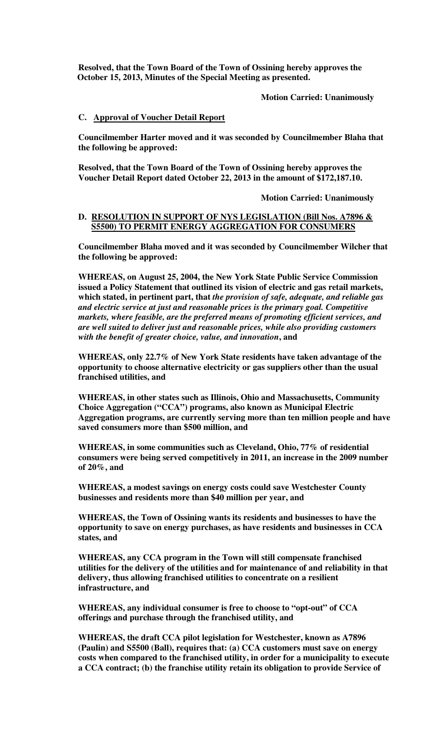**Resolved, that the Town Board of the Town of Ossining hereby approves the October 15, 2013, Minutes of the Special Meeting as presented.**

**Motion Carried: Unanimously**

**C. Approval of Voucher Detail Report**

**Councilmember Harter moved and it was seconded by Councilmember Blaha that the following be approved:**

**Resolved, that the Town Board of the Town of Ossining hereby approves the Voucher Detail Report dated October 22, 2013 in the amount of $172,187.10.**

**Motion Carried: Unanimously**

**D. RESOLUTION IN SUPPORT OF NYS LEGISLATION (Bill Nos. A7896 & S5500) TO PERMIT ENERGY AGGREGATION FOR CONSUMERS**

**Councilmember Blaha moved and it was seconded by Councilmember Wilcher that the following be approved:**

**WHEREAS, on August 25, 2004, the New York State Public Service Commission issued a Policy Statement that outlined its vision of electric and gas retail markets, which stated, in pertinent part, that *the provision of safe, adequate, and reliable gas and electric service at just and reasonable prices is the primary goal. Competitive markets, where feasible, are the preferred means of promoting efficient services, and are well suited to deliver just and reasonable prices, while also providing customers with the benefit of greater choice, value, and innovation*, and**

**WHEREAS, only 22.7% of New York State residents have taken advantage of the opportunity to choose alternative electricity or gas suppliers other than the usual franchised utilities, and**

**WHEREAS, in other states such as Illinois, Ohio and Massachusetts, Community Choice Aggregation ("CCA") programs, also known as Municipal Electric Aggregation programs, are currently serving more than ten million people and have saved consumers more than $500 million, and**

**WHEREAS, in some communities such as Cleveland, Ohio, 77% of residential consumers were being served competitively in 2011, an increase in the 2009 number of 20%, and**

**WHEREAS, a modest savings on energy costs could save Westchester County businesses and residents more than $40 million per year, and**

**WHEREAS, the Town of Ossining wants its residents and businesses to have the opportunity to save on energy purchases, as have residents and businesses in CCA states, and**

**WHEREAS, any CCA program in the Town will still compensate franchised utilities for the delivery of the utilities and for maintenance of and reliability in that delivery, thus allowing franchised utilities to concentrate on a resilient infrastructure, and**

**WHEREAS, any individual consumer is free to choose to "opt-out" of CCA offerings and purchase through the franchised utility, and**

**WHEREAS, the draft CCA pilot legislation for Westchester, known as A7896 (Paulin) and S5500 (Ball), requires that: (a) CCA customers must save on energy costs when compared to the franchised utility, in order for a municipality to execute a CCA contract; (b) the franchise utility retain its obligation to provide Service of**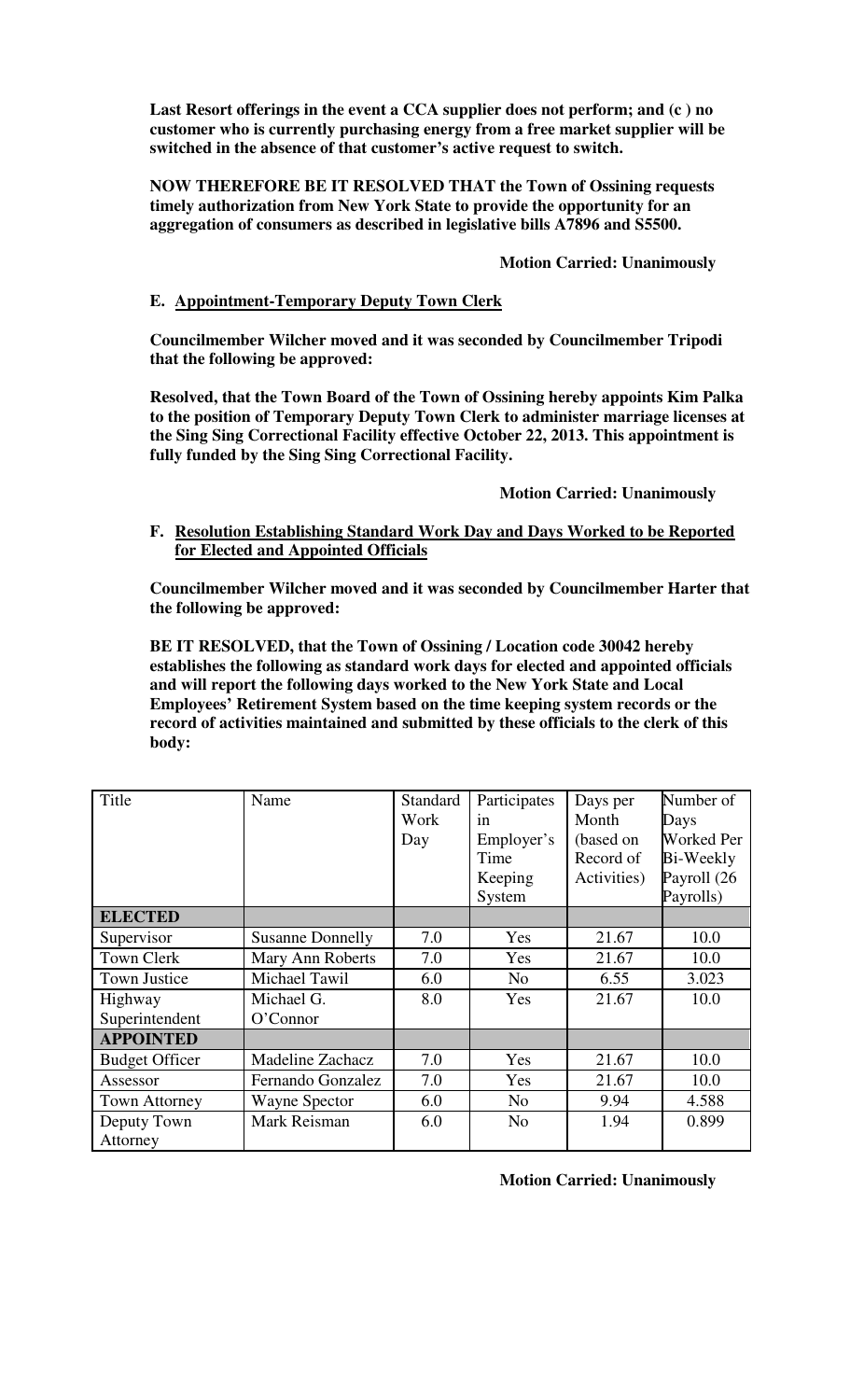**Last Resort offerings in the event a CCA supplier does not perform; and (c ) no customer who is currently purchasing energy from a free market supplier will be switched in the absence of that customer's active request to switch.**

**NOW THEREFORE BE IT RESOLVED THAT the Town of Ossining requests timely authorization from New York State to provide the opportunity for an aggregation of consumers as described in legislative bills A7896 and S5500.**

**Motion Carried: Unanimously**

**E. Appointment-Temporary Deputy Town Clerk**

**Councilmember Wilcher moved and it was seconded by Councilmember Tripodi that the following be approved:**

**Resolved, that the Town Board of the Town of Ossining hereby appoints Kim Palka to the position of Temporary Deputy Town Clerk to administer marriage licenses at the Sing Sing Correctional Facility effective October 22, 2013. This appointment is fully funded by the Sing Sing Correctional Facility.**

**Motion Carried: Unanimously**

**F. Resolution Establishing Standard Work Day and Days Worked to be Reported for Elected and Appointed Officials**

**Councilmember Wilcher moved and it was seconded by Councilmember Harter that the following be approved:**

**BE IT RESOLVED, that the Town of Ossining / Location code 30042 hereby establishes the following as standard work days for elected and appointed officials and will report the following days worked to the New York State and Local Employees' Retirement System based on the time keeping system records or the record of activities maintained and submitted by these officials to the clerk of this body:**

| Title | Name | Standard Work Day | Participates in Employer's Time Keeping System | Days per Month (based on Record of Activities) | Number of Days Worked Per Bi-Weekly Payroll (26 Payrolls) |
|---|---|---|---|---|---|
| **ELECTED** | | | | | |
| Supervisor | Susanne Donnelly | 7.0 | Yes | 21.67 | 10.0 |
| Town Clerk | Mary Ann Roberts | 7.0 | Yes | 21.67 | 10.0 |
| Town Justice | Michael Tawil | 6.0 | No | 6.55 | 3.023 |
| Highway Superintendent | Michael G. O'Connor | 8.0 | Yes | 21.67 | 10.0 |
| **APPOINTED** | | | | | |
| Budget Officer | Madeline Zachacz | 7.0 | Yes | 21.67 | 10.0 |
| Assessor | Fernando Gonzalez | 7.0 | Yes | 21.67 | 10.0 |
| Town Attorney | Wayne Spector | 6.0 | No | 9.94 | 4.588 |
| Deputy Town Attorney | Mark Reisman | 6.0 | No | 1.94 | 0.899 |

**Motion Carried: Unanimously**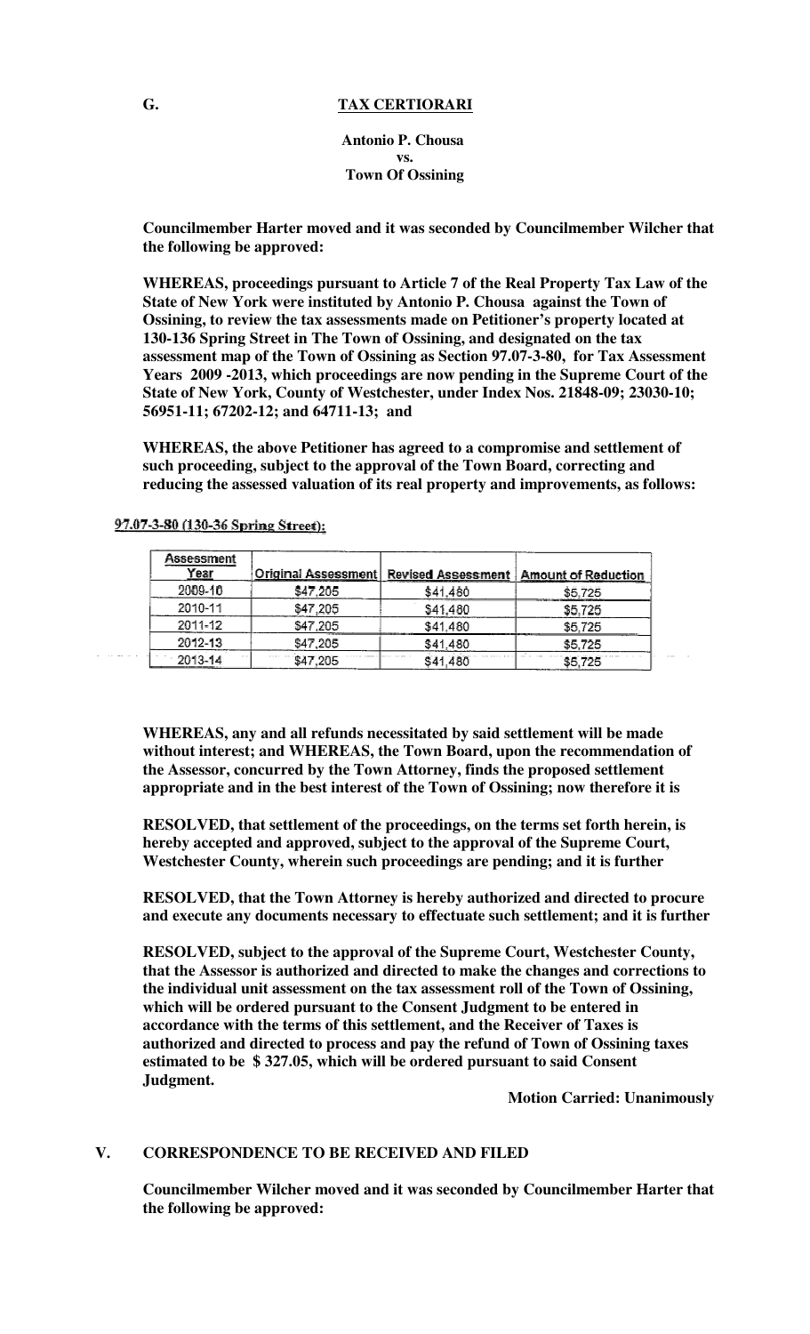**G.** **TAX CERTIORARI**

**Antonio P. Chousa**
**vs.**
**Town Of Ossining**

**Councilmember Harter moved and it was seconded by Councilmember Wilcher that the following be approved:**

**WHEREAS, proceedings pursuant to Article 7 of the Real Property Tax Law of the State of New York were instituted by Antonio P. Chousa against the Town of Ossining, to review the tax assessments made on Petitioner's property located at 130-136 Spring Street in The Town of Ossining, and designated on the tax assessment map of the Town of Ossining as Section 97.07-3-80, for Tax Assessment Years 2009 -2013, which proceedings are now pending in the Supreme Court of the State of New York, County of Westchester, under Index Nos. 21848-09; 23030-10; 56951-11; 67202-12; and 64711-13; and**

**WHEREAS, the above Petitioner has agreed to a compromise and settlement of such proceeding, subject to the approval of the Town Board, correcting and reducing the assessed valuation of its real property and improvements, as follows:**

**97.07-3-80 (130-36 Spring Street):**

| Assessment Year | Original Assessment | Revised Assessment | Amount of Reduction |
|---|---|---|---|
| 2009-10 | $47,205 | $41,480 | $5,725 |
| 2010-11 | $47,205 | $41,480 | $5,725 |
| 2011-12 | $47,205 | $41,480 | $5,725 |
| 2012-13 | $47,205 | $41,480 | $5,725 |
| 2013-14 | $47,205 | $41,480 | $5,725 |

**WHEREAS, any and all refunds necessitated by said settlement will be made without interest; and WHEREAS, the Town Board, upon the recommendation of the Assessor, concurred by the Town Attorney, finds the proposed settlement appropriate and in the best interest of the Town of Ossining; now therefore it is**

**RESOLVED, that settlement of the proceedings, on the terms set forth herein, is hereby accepted and approved, subject to the approval of the Supreme Court, Westchester County, wherein such proceedings are pending; and it is further**

**RESOLVED, that the Town Attorney is hereby authorized and directed to procure and execute any documents necessary to effectuate such settlement; and it is further**

**RESOLVED, subject to the approval of the Supreme Court, Westchester County, that the Assessor is authorized and directed to make the changes and corrections to the individual unit assessment on the tax assessment roll of the Town of Ossining, which will be ordered pursuant to the Consent Judgment to be entered in accordance with the terms of this settlement, and the Receiver of Taxes is authorized and directed to process and pay the refund of Town of Ossining taxes estimated to be $ 327.05, which will be ordered pursuant to said Consent Judgment.**

**Motion Carried: Unanimously**

## V. CORRESPONDENCE TO BE RECEIVED AND FILED

**Councilmember Wilcher moved and it was seconded by Councilmember Harter that the following be approved:**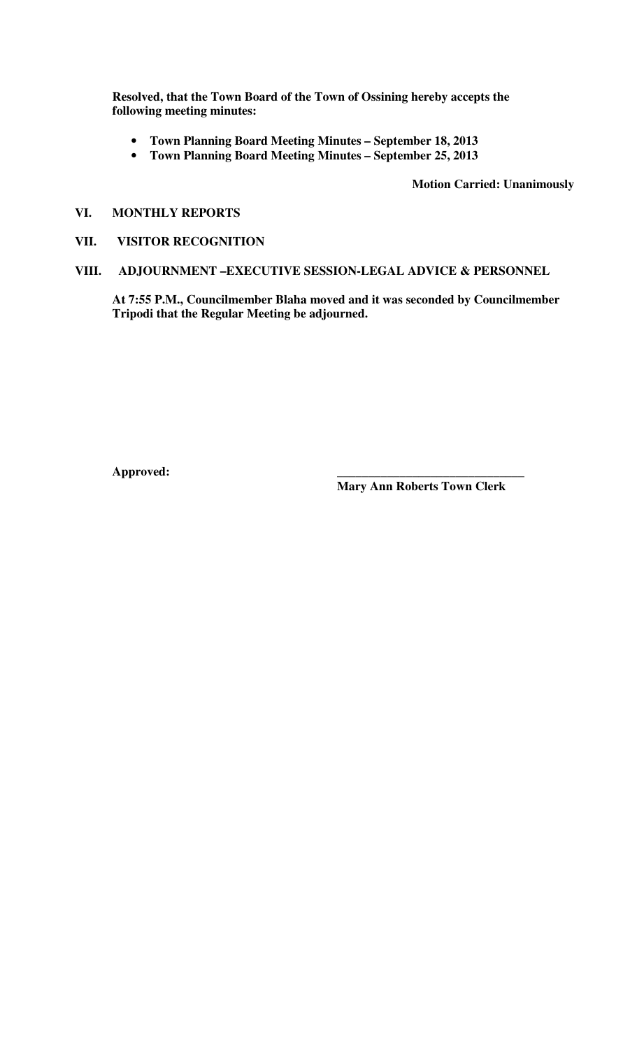**Resolved, that the Town Board of the Town of Ossining hereby accepts the following meeting minutes:**

- **Town Planning Board Meeting Minutes – September 18, 2013**
- **Town Planning Board Meeting Minutes – September 25, 2013**

**Motion Carried: Unanimously**

## VI. MONTHLY REPORTS

## VII. VISITOR RECOGNITION

## VIII. ADJOURNMENT –EXECUTIVE SESSION-LEGAL ADVICE & PERSONNEL

**At 7:55 P.M., Councilmember Blaha moved and it was seconded by Councilmember Tripodi that the Regular Meeting be adjourned.**

**Approved:** ______________________________

**Mary Ann Roberts Town Clerk**